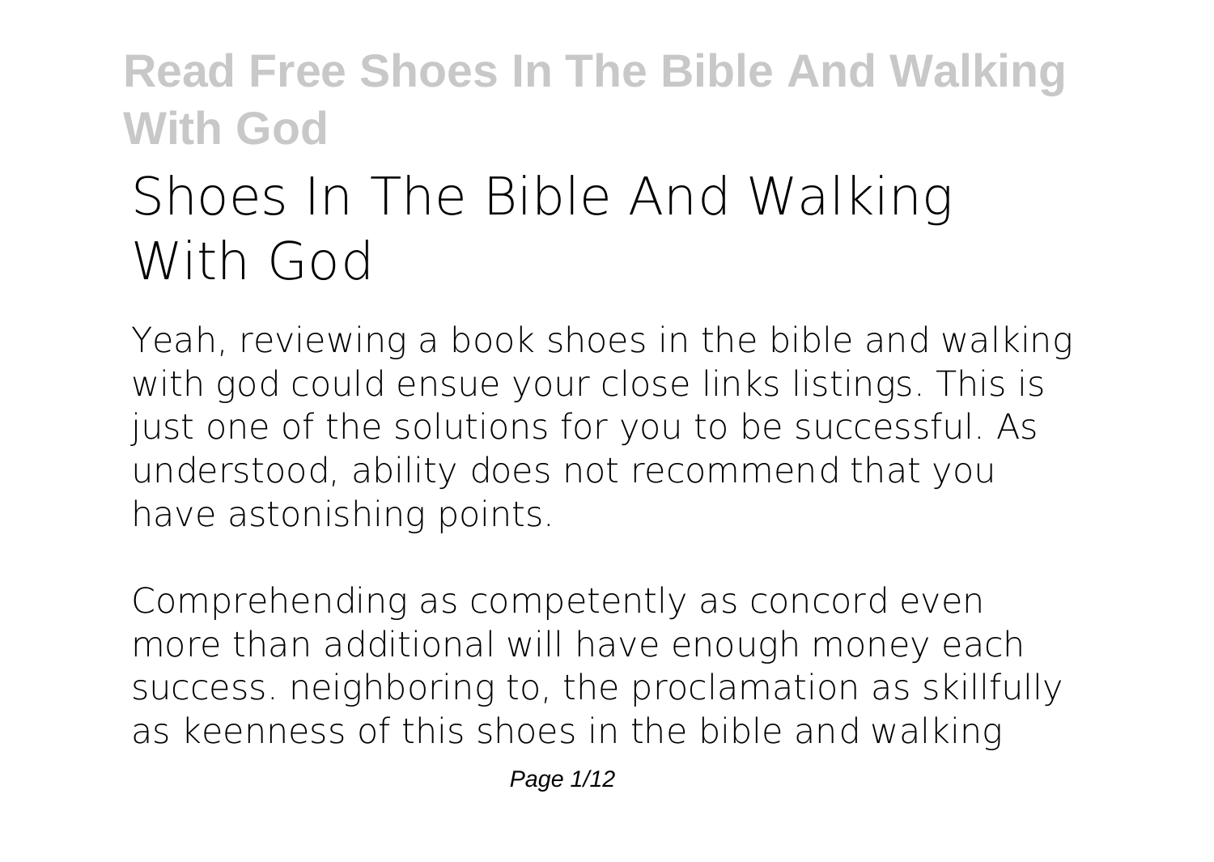# Shoes In The Bible And Walking With God

Yeah, reviewing a book shoes in the bible and walking with god could ensue your close links listings. This is just one of the solutions for you to be successful. As understood, ability does not recommend that you have astonishing points.

Comprehending as competently as concord even more than additional will have enough money each success. neighboring to, the proclamation as skillfully as keenness of this shoes in the bible and walking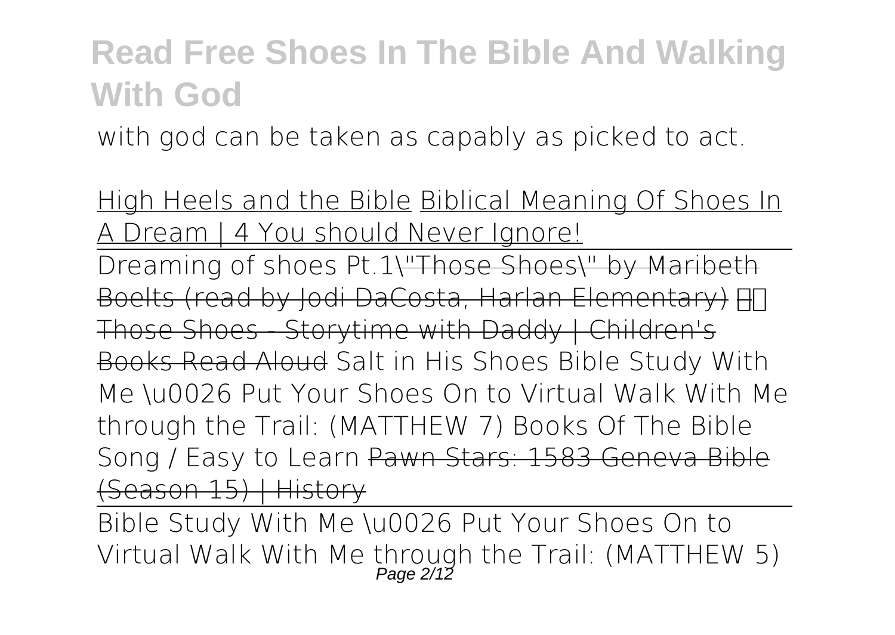with god can be taken as capably as picked to act.

High Heels and the Bible Biblical Meaning Of Shoes In A Dream | 4 You should Never Ignore!

Dreaming of shoes Pt.1 ~~"Those Shoes" by Maribeth Boelts (read by Jodi DaCosta, Harlan Elementary)~~ ~~Those Shoes - Storytime with Daddy | Children's Books Read Aloud~~ Salt in His Shoes Bible Study With Me \u0026 Put Your Shoes On to Virtual Walk With Me through the Trail: (MATTHEW 7) Books Of The Bible Song / Easy to Learn ~~Pawn Stars: 1583 Geneva Bible (Season 15) | History~~

Bible Study With Me \u0026 Put Your Shoes On to Virtual Walk With Me through the Trail: (MATTHEW 5)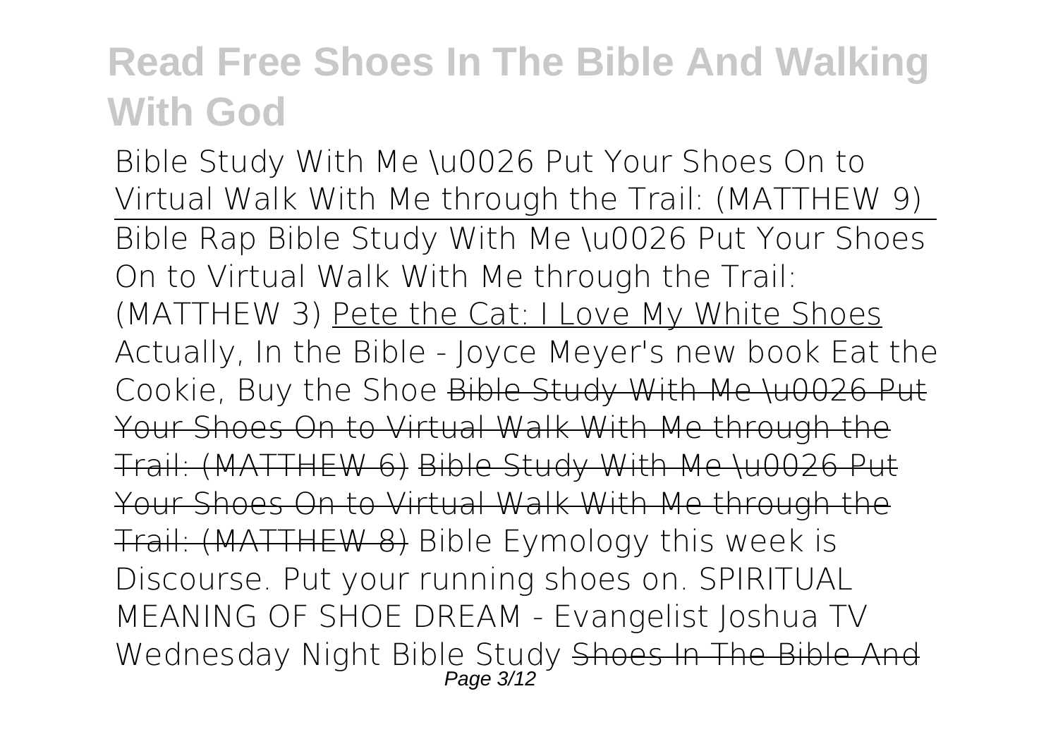Bible Study With Me \u0026 Put Your Shoes On to Virtual Walk With Me through the Trail: (MATTHEW 9)

Bible Rap Bible Study With Me \u0026 Put Your Shoes On to Virtual Walk With Me through the Trail: (MATTHEW 3) Pete the Cat: I Love My White Shoes Actually, In the Bible - Joyce Meyer's new book Eat the Cookie, Buy the Shoe ~~Bible Study With Me \u0026 Put Your Shoes On to Virtual Walk With Me through the Trail: (MATTHEW 6)~~ ~~Bible Study With Me \u0026 Put Your Shoes On to Virtual Walk With Me through the Trail: (MATTHEW 8)~~ Bible Eymology this week is Discourse. Put your running shoes on. SPIRITUAL MEANING OF SHOE DREAM - Evangelist Joshua TV Wednesday Night Bible Study ~~Shoes In The Bible And~~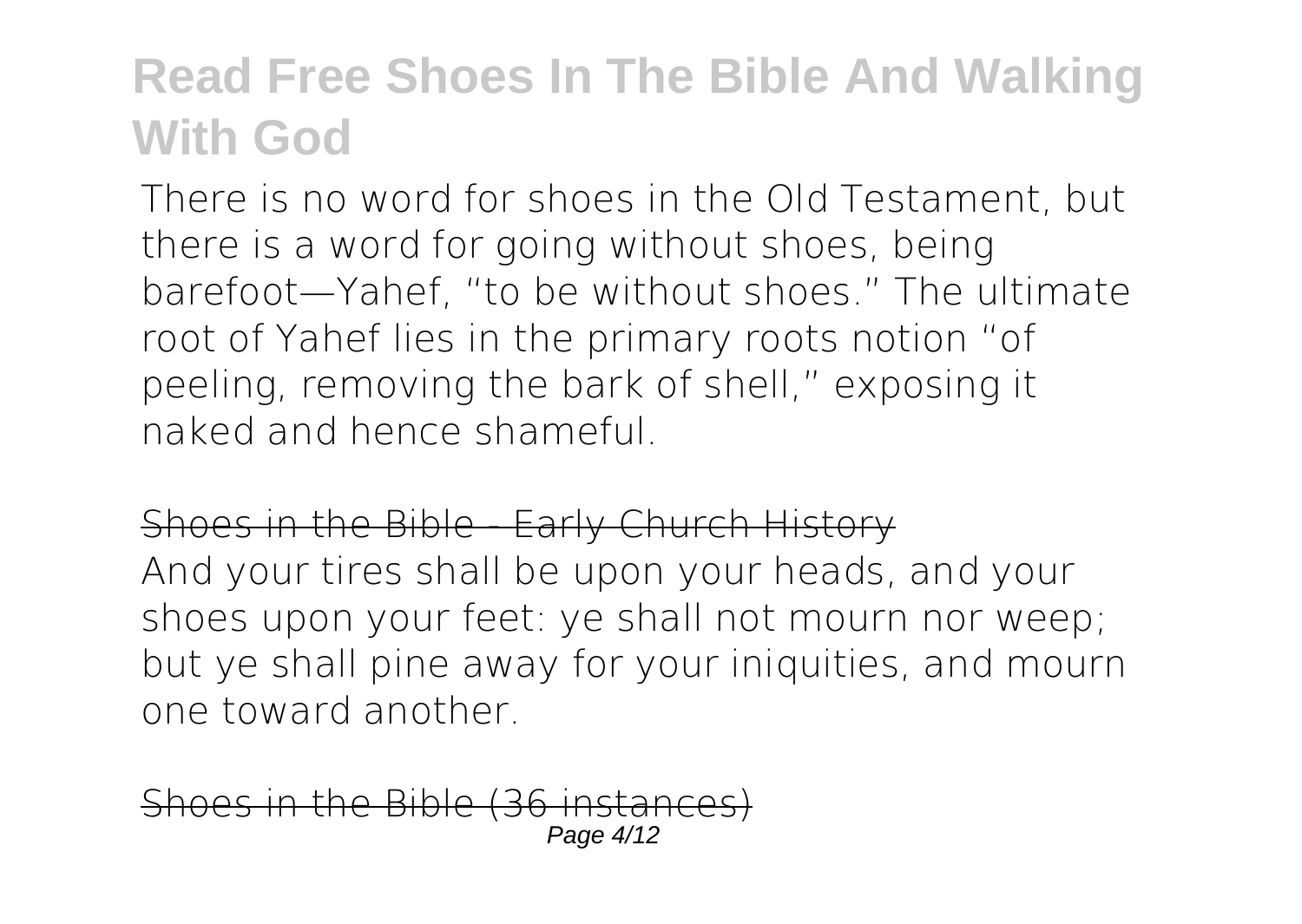There is no word for shoes in the Old Testament, but there is a word for going without shoes, being barefoot—Yahef, "to be without shoes." The ultimate root of Yahef lies in the primary roots notion "of peeling, removing the bark of shell," exposing it naked and hence shameful.

Shoes in the Bible - Early Church History

And your tires shall be upon your heads, and your shoes upon your feet: ye shall not mourn nor weep; but ye shall pine away for your iniquities, and mourn one toward another.

Shoes in the Bible (36 instances)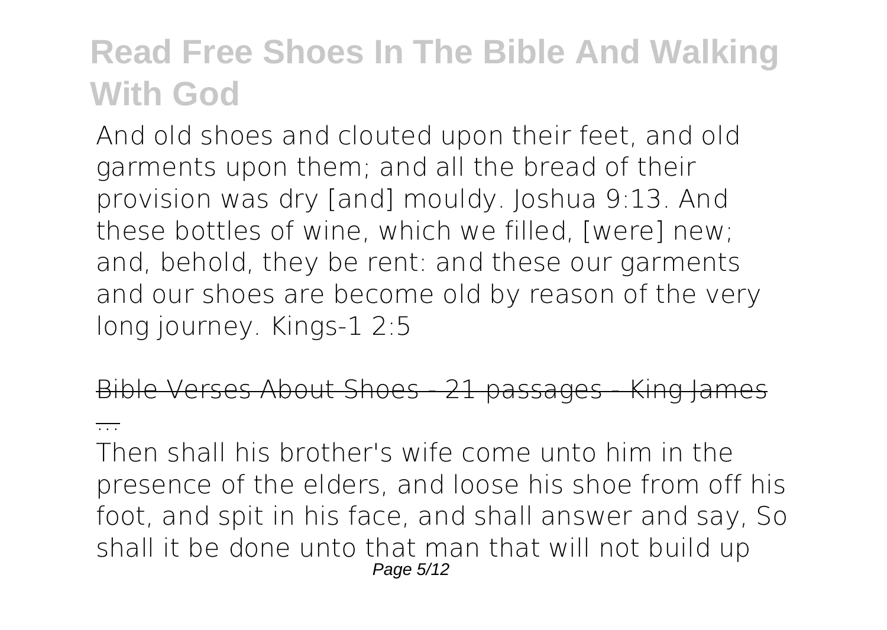And old shoes and clouted upon their feet, and old garments upon them; and all the bread of their provision was dry [and] mouldy. Joshua 9:13. And these bottles of wine, which we filled, [were] new; and, behold, they be rent: and these our garments and our shoes are become old by reason of the very long journey. Kings-1 2:5

Bible Verses About Shoes - 21 passages - King James ...

Then shall his brother's wife come unto him in the presence of the elders, and loose his shoe from off his foot, and spit in his face, and shall answer and say, So shall it be done unto that man that will not build up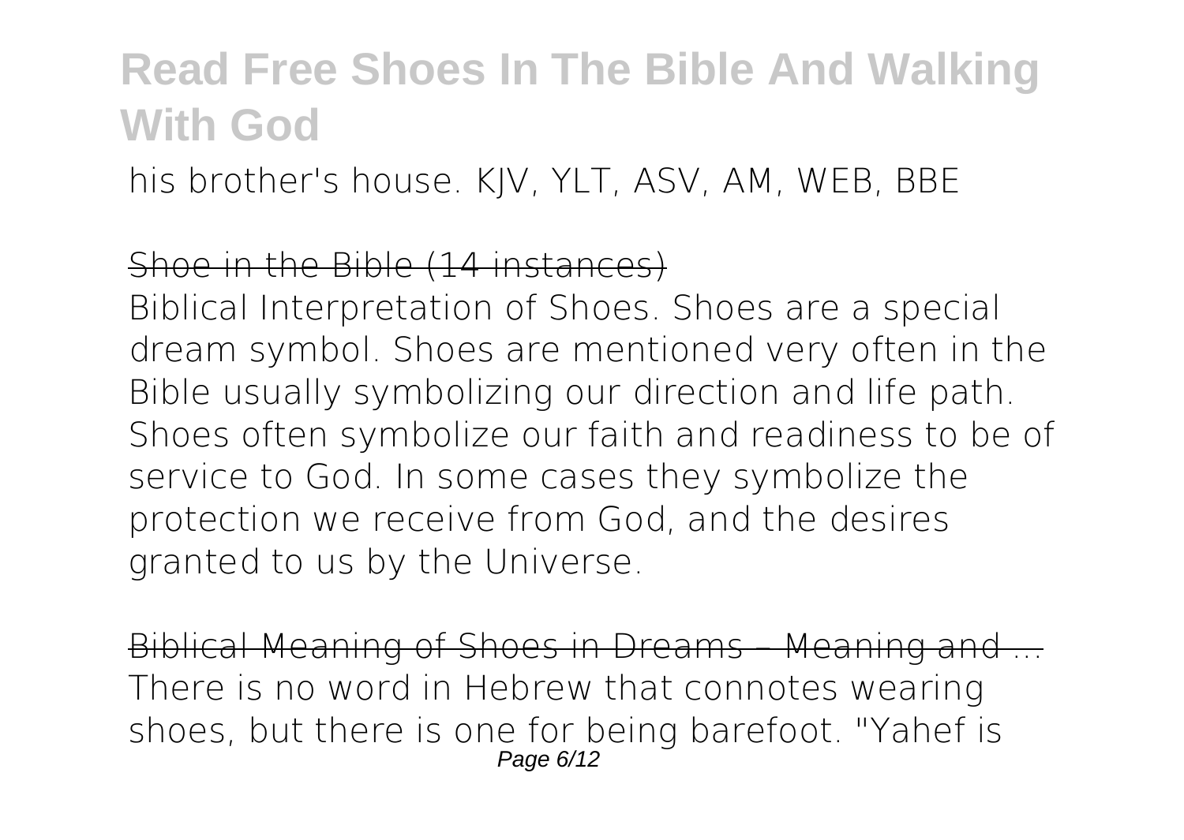his brother's house. KJV, YLT, ASV, AM, WEB, BBE

~~Shoe in the Bible (14 instances)~~

Biblical Interpretation of Shoes. Shoes are a special dream symbol. Shoes are mentioned very often in the Bible usually symbolizing our direction and life path. Shoes often symbolize our faith and readiness to be of service to God. In some cases they symbolize the protection we receive from God, and the desires granted to us by the Universe.

~~Biblical Meaning of Shoes in Dreams – Meaning and ...~~

There is no word in Hebrew that connotes wearing shoes, but there is one for being barefoot. "Yahef is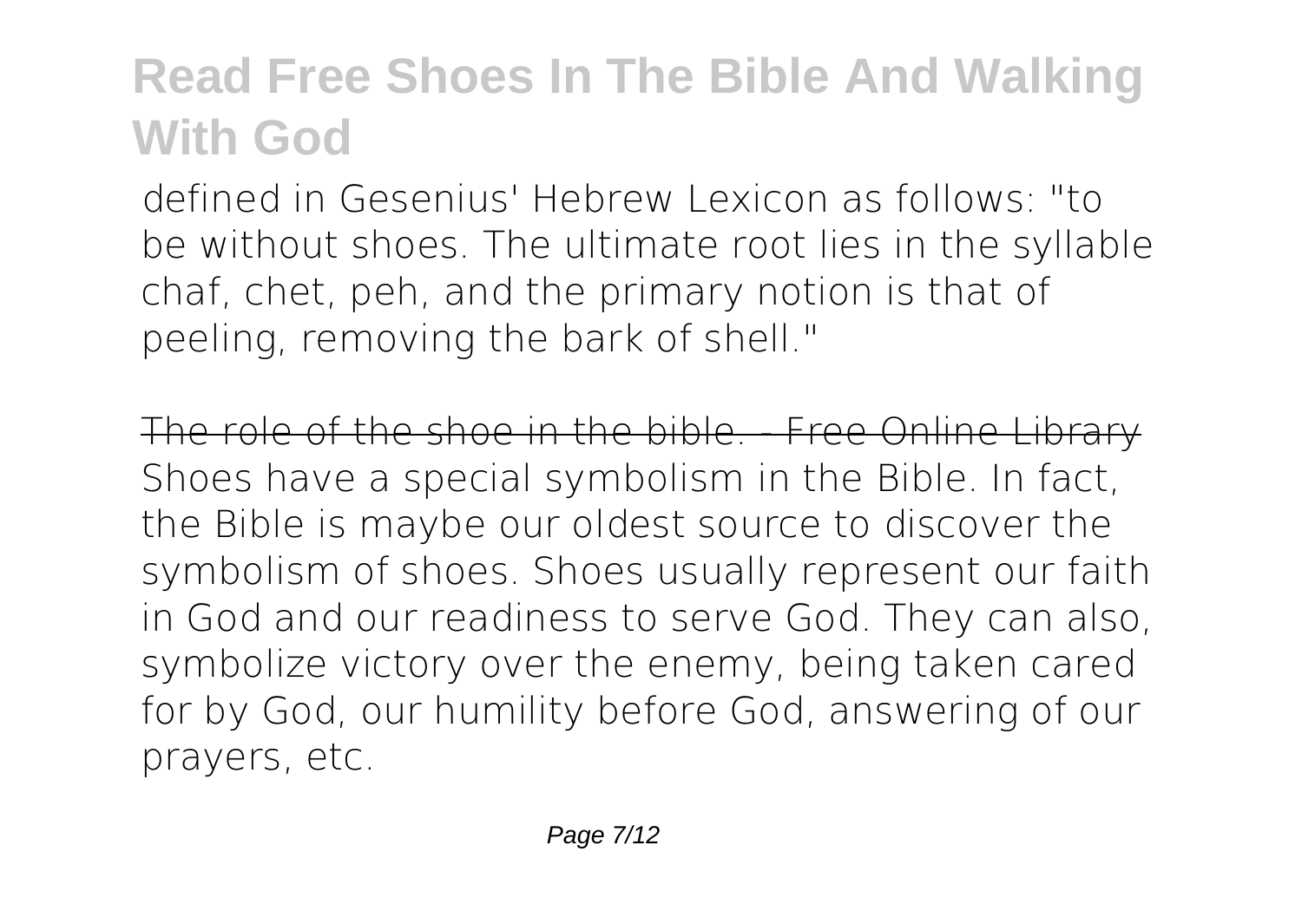defined in Gesenius' Hebrew Lexicon as follows: "to be without shoes. The ultimate root lies in the syllable chaf, chet, peh, and the primary notion is that of peeling, removing the bark of shell."

~~The role of the shoe in the bible. - Free Online Library~~

Shoes have a special symbolism in the Bible. In fact, the Bible is maybe our oldest source to discover the symbolism of shoes. Shoes usually represent our faith in God and our readiness to serve God. They can also, symbolize victory over the enemy, being taken cared for by God, our humility before God, answering of our prayers, etc.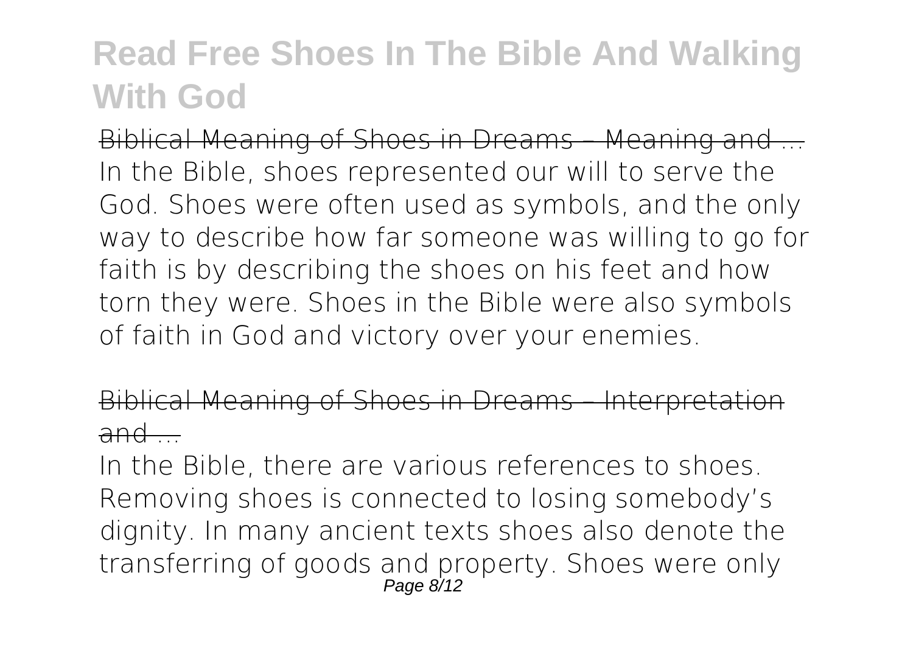Biblical Meaning of Shoes in Dreams – Meaning and ...

In the Bible, shoes represented our will to serve the God. Shoes were often used as symbols, and the only way to describe how far someone was willing to go for faith is by describing the shoes on his feet and how torn they were. Shoes in the Bible were also symbols of faith in God and victory over your enemies.

Biblical Meaning of Shoes in Dreams – Interpretation and ...

In the Bible, there are various references to shoes. Removing shoes is connected to losing somebody's dignity. In many ancient texts shoes also denote the transferring of goods and property. Shoes were only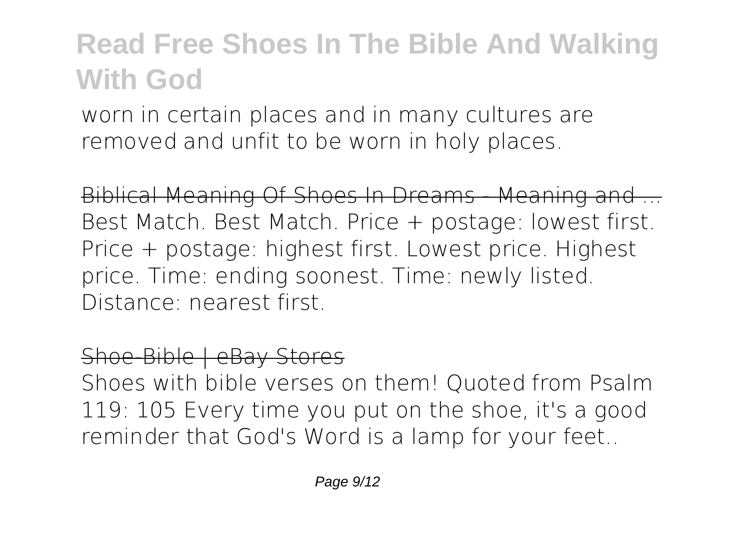worn in certain places and in many cultures are removed and unfit to be worn in holy places.

Biblical Meaning Of Shoes In Dreams - Meaning and ...

Best Match. Best Match. Price + postage: lowest first. Price + postage: highest first. Lowest price. Highest price. Time: ending soonest. Time: newly listed. Distance: nearest first.

Shoe-Bible | eBay Stores

Shoes with bible verses on them! Quoted from Psalm 119: 105 Every time you put on the shoe, it's a good reminder that God's Word is a lamp for your feet..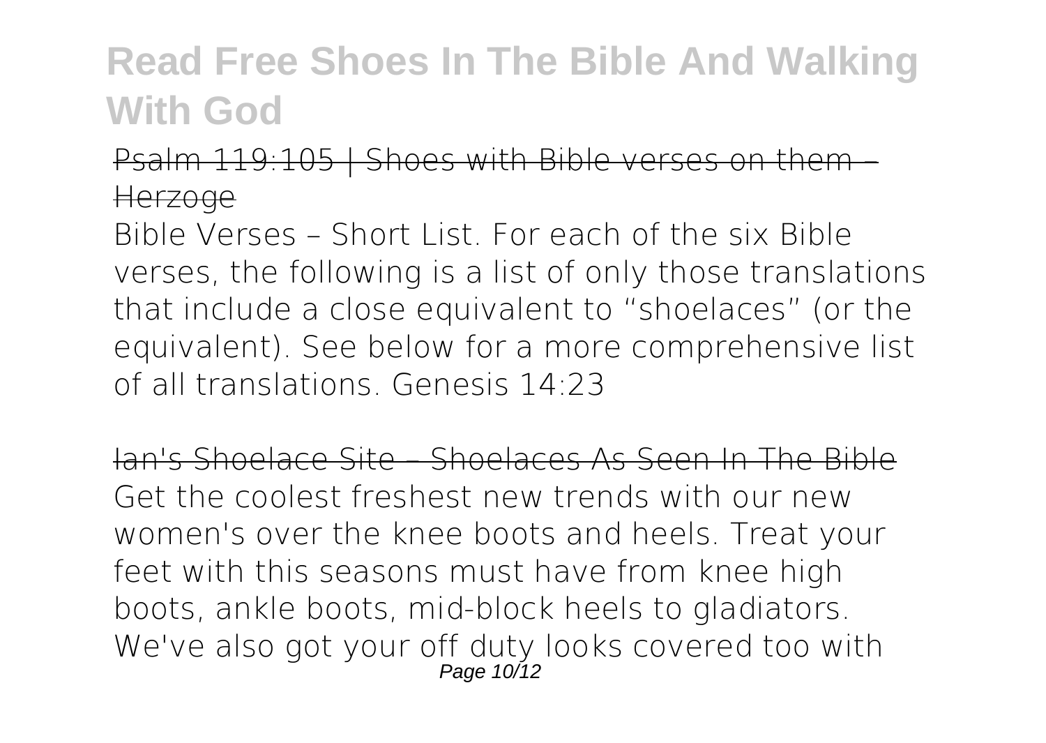Psalm 119:105 | Shoes with Bible verses on them – Herzoge

Bible Verses – Short List. For each of the six Bible verses, the following is a list of only those translations that include a close equivalent to "shoelaces" (or the equivalent). See below for a more comprehensive list of all translations. Genesis 14:23

Ian's Shoelace Site – Shoelaces As Seen In The Bible

Get the coolest freshest new trends with our new women's over the knee boots and heels. Treat your feet with this seasons must have from knee high boots, ankle boots, mid-block heels to gladiators. We've also got your off duty looks covered too with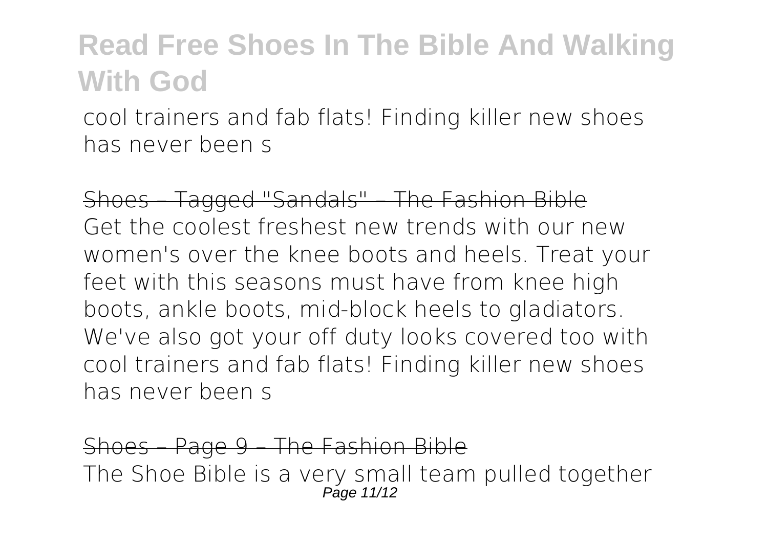cool trainers and fab flats! Finding killer new shoes has never been s

~~Shoes – Tagged "Sandals" – The Fashion Bible~~

Get the coolest freshest new trends with our new women's over the knee boots and heels. Treat your feet with this seasons must have from knee high boots, ankle boots, mid-block heels to gladiators. We've also got your off duty looks covered too with cool trainers and fab flats! Finding killer new shoes has never been s

~~Shoes – Page 9 – The Fashion Bible~~

The Shoe Bible is a very small team pulled together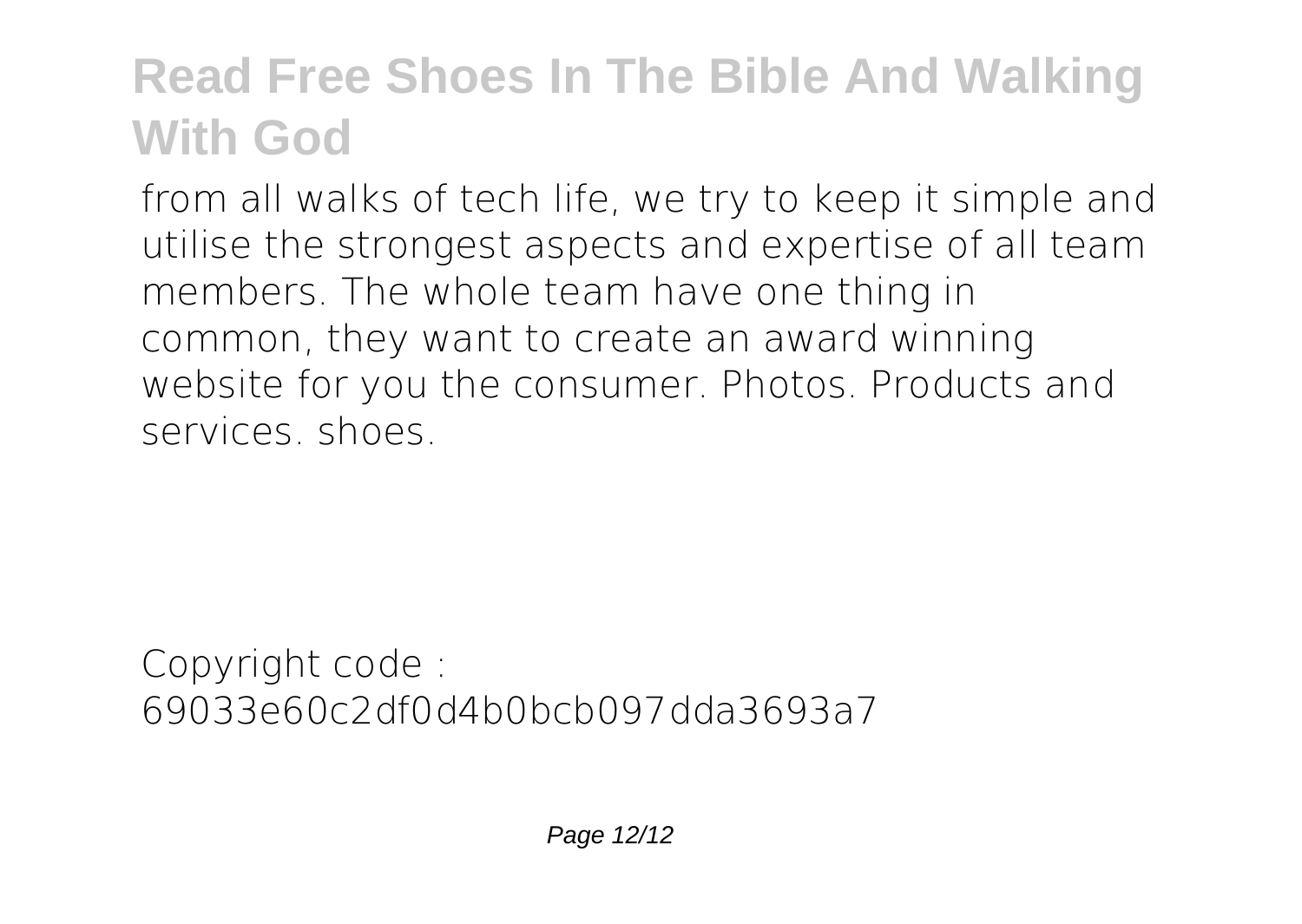from all walks of tech life, we try to keep it simple and utilise the strongest aspects and expertise of all team members. The whole team have one thing in common, they want to create an award winning website for you the consumer. Photos. Products and services. shoes.

Copyright code : 69033e60c2df0d4b0bcb097dda3693a7